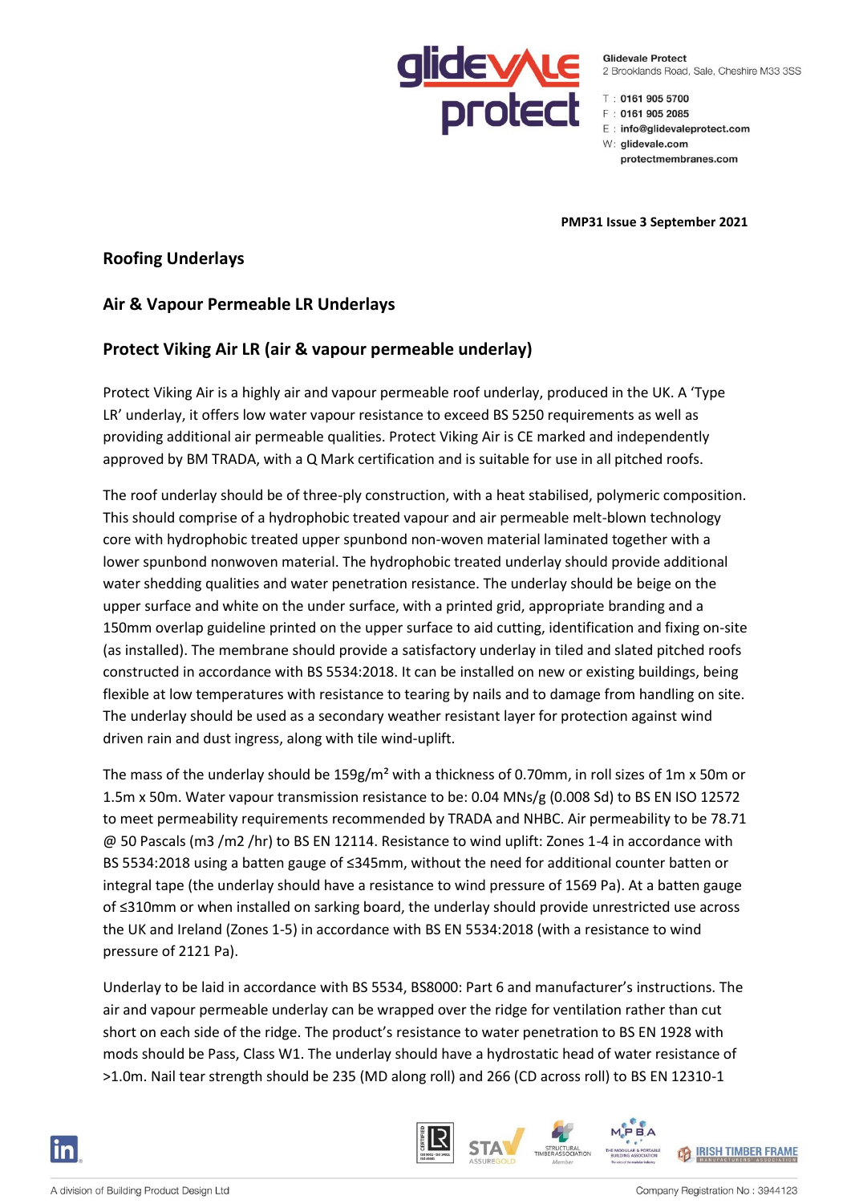Glidevale Protect
2 Brooklands Road, Sale, Cheshire M33 3SS

T : 0161 905 5700
F : 0161 905 2085
E : info@glidevaleprotect.com
W: glidevale.com
protectmembranes.com

**PMP31 Issue 3 September 2021**

## Roofing Underlays

## Air & Vapour Permeable LR Underlays

## Protect Viking Air LR (air & vapour permeable underlay)

Protect Viking Air is a highly air and vapour permeable roof underlay, produced in the UK. A 'Type LR' underlay, it offers low water vapour resistance to exceed BS 5250 requirements as well as providing additional air permeable qualities. Protect Viking Air is CE marked and independently approved by BM TRADA, with a Q Mark certification and is suitable for use in all pitched roofs.

The roof underlay should be of three-ply construction, with a heat stabilised, polymeric composition. This should comprise of a hydrophobic treated vapour and air permeable melt-blown technology core with hydrophobic treated upper spunbond non-woven material laminated together with a lower spunbond nonwoven material. The hydrophobic treated underlay should provide additional water shedding qualities and water penetration resistance. The underlay should be beige on the upper surface and white on the under surface, with a printed grid, appropriate branding and a 150mm overlap guideline printed on the upper surface to aid cutting, identification and fixing on-site (as installed). The membrane should provide a satisfactory underlay in tiled and slated pitched roofs constructed in accordance with BS 5534:2018. It can be installed on new or existing buildings, being flexible at low temperatures with resistance to tearing by nails and to damage from handling on site. The underlay should be used as a secondary weather resistant layer for protection against wind driven rain and dust ingress, along with tile wind-uplift.

The mass of the underlay should be 159g/m² with a thickness of 0.70mm, in roll sizes of 1m x 50m or 1.5m x 50m. Water vapour transmission resistance to be: 0.04 MNs/g (0.008 Sd) to BS EN ISO 12572 to meet permeability requirements recommended by TRADA and NHBC. Air permeability to be 78.71 @ 50 Pascals (m3 /m2 /hr) to BS EN 12114. Resistance to wind uplift: Zones 1-4 in accordance with BS 5534:2018 using a batten gauge of ≤345mm, without the need for additional counter batten or integral tape (the underlay should have a resistance to wind pressure of 1569 Pa). At a batten gauge of ≤310mm or when installed on sarking board, the underlay should provide unrestricted use across the UK and Ireland (Zones 1-5) in accordance with BS EN 5534:2018 (with a resistance to wind pressure of 2121 Pa).

Underlay to be laid in accordance with BS 5534, BS8000: Part 6 and manufacturer's instructions. The air and vapour permeable underlay can be wrapped over the ridge for ventilation rather than cut short on each side of the ridge. The product's resistance to water penetration to BS EN 1928 with mods should be Pass, Class W1. The underlay should have a hydrostatic head of water resistance of >1.0m. Nail tear strength should be 235 (MD along roll) and 266 (CD across roll) to BS EN 12310-1

A division of Building Product Design Ltd

Company Registration No : 3944123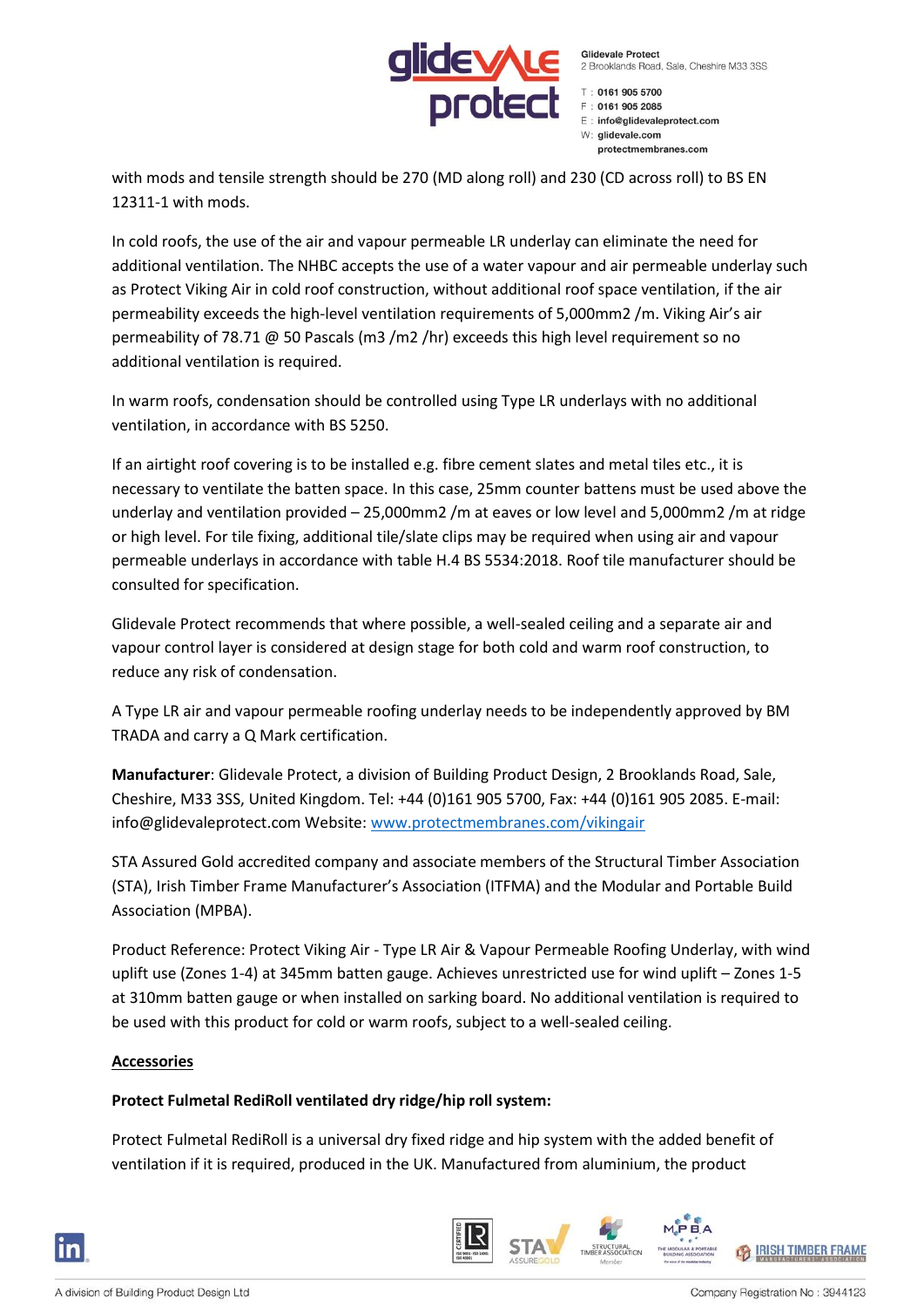with mods and tensile strength should be 270 (MD along roll) and 230 (CD across roll) to BS EN 12311-1 with mods.

In cold roofs, the use of the air and vapour permeable LR underlay can eliminate the need for additional ventilation. The NHBC accepts the use of a water vapour and air permeable underlay such as Protect Viking Air in cold roof construction, without additional roof space ventilation, if the air permeability exceeds the high-level ventilation requirements of 5,000mm2 /m. Viking Air's air permeability of 78.71 @ 50 Pascals (m3 /m2 /hr) exceeds this high level requirement so no additional ventilation is required.

In warm roofs, condensation should be controlled using Type LR underlays with no additional ventilation, in accordance with BS 5250.

If an airtight roof covering is to be installed e.g. fibre cement slates and metal tiles etc., it is necessary to ventilate the batten space. In this case, 25mm counter battens must be used above the underlay and ventilation provided – 25,000mm2 /m at eaves or low level and 5,000mm2 /m at ridge or high level. For tile fixing, additional tile/slate clips may be required when using air and vapour permeable underlays in accordance with table H.4 BS 5534:2018. Roof tile manufacturer should be consulted for specification.

Glidevale Protect recommends that where possible, a well-sealed ceiling and a separate air and vapour control layer is considered at design stage for both cold and warm roof construction, to reduce any risk of condensation.

A Type LR air and vapour permeable roofing underlay needs to be independently approved by BM TRADA and carry a Q Mark certification.

**Manufacturer**: Glidevale Protect, a division of Building Product Design, 2 Brooklands Road, Sale, Cheshire, M33 3SS, United Kingdom. Tel: +44 (0)161 905 5700, Fax: +44 (0)161 905 2085. E-mail: info@glidevaleprotect.com Website: [www.protectmembranes.com/vikingair](www.protectmembranes.com/vikingair)

STA Assured Gold accredited company and associate members of the Structural Timber Association (STA), Irish Timber Frame Manufacturer's Association (ITFMA) and the Modular and Portable Build Association (MPBA).

Product Reference: Protect Viking Air - Type LR Air & Vapour Permeable Roofing Underlay, with wind uplift use (Zones 1-4) at 345mm batten gauge. Achieves unrestricted use for wind uplift – Zones 1-5 at 310mm batten gauge or when installed on sarking board. No additional ventilation is required to be used with this product for cold or warm roofs, subject to a well-sealed ceiling.

## Accessories

**Protect Fulmetal RediRoll ventilated dry ridge/hip roll system:**

Protect Fulmetal RediRoll is a universal dry fixed ridge and hip system with the added benefit of ventilation if it is required, produced in the UK. Manufactured from aluminium, the product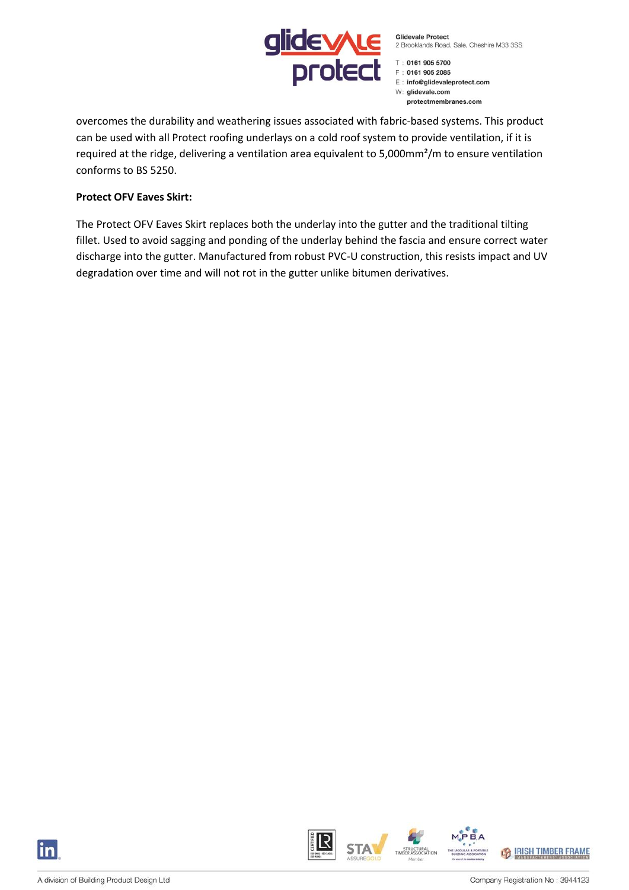overcomes the durability and weathering issues associated with fabric-based systems. This product can be used with all Protect roofing underlays on a cold roof system to provide ventilation, if it is required at the ridge, delivering a ventilation area equivalent to 5,000mm²/m to ensure ventilation conforms to BS 5250.

**Protect OFV Eaves Skirt:**

The Protect OFV Eaves Skirt replaces both the underlay into the gutter and the traditional tilting fillet. Used to avoid sagging and ponding of the underlay behind the fascia and ensure correct water discharge into the gutter. Manufactured from robust PVC-U construction, this resists impact and UV degradation over time and will not rot in the gutter unlike bitumen derivatives.